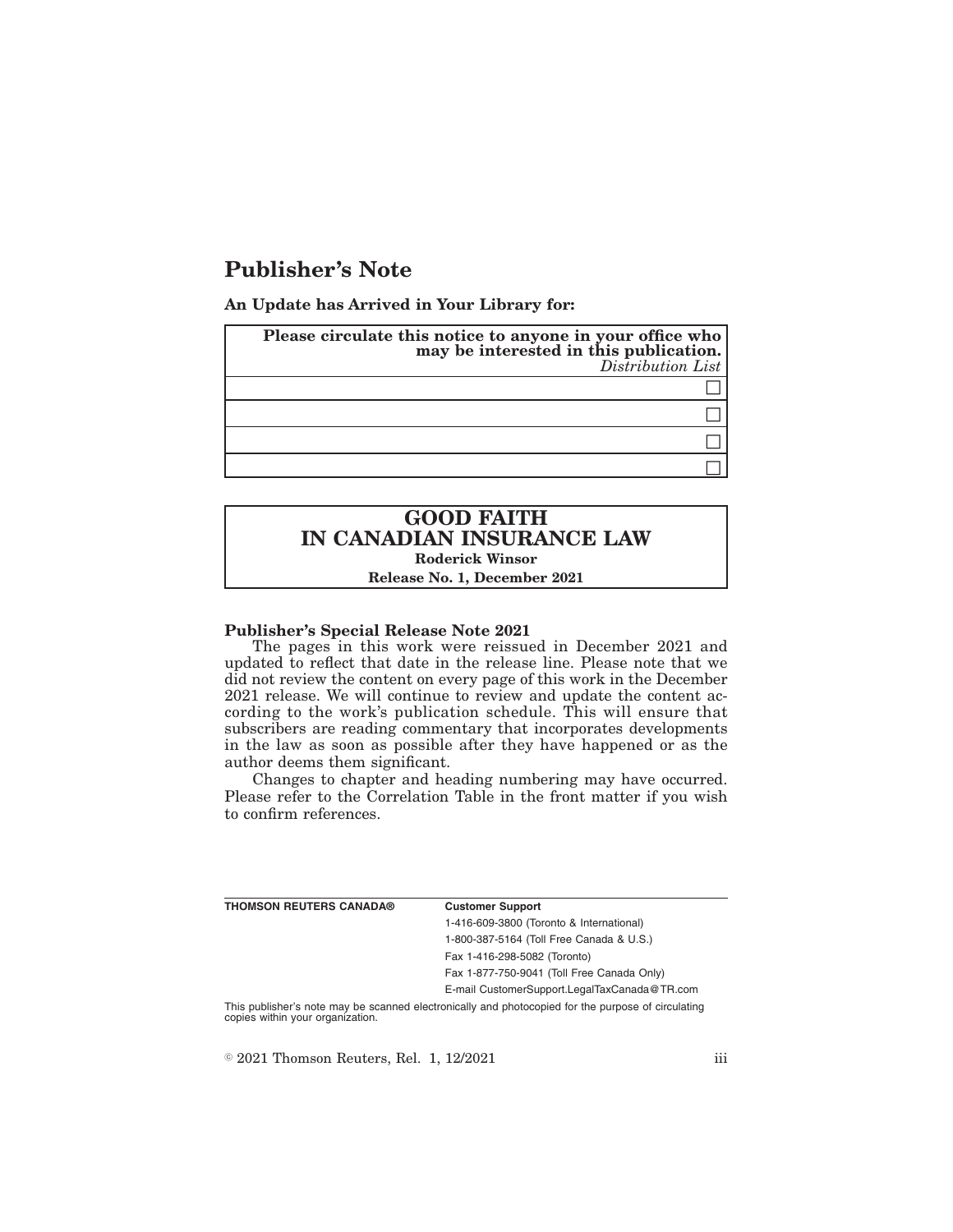# Publisher's Note

**An Update has Arrived in Your Library for:**

| **Please circulate this notice to anyone in your office who may be interested in this publication.** *Distribution List* |
| --- |
| ☐ |
| ☐ |
| ☐ |
| ☐ |

## GOOD FAITH IN CANADIAN INSURANCE LAW

**Roderick Winsor**

**Release No. 1, December 2021**

**Publisher's Special Release Note 2021**

The pages in this work were reissued in December 2021 and updated to reflect that date in the release line. Please note that we did not review the content on every page of this work in the December 2021 release. We will continue to review and update the content according to the work's publication schedule. This will ensure that subscribers are reading commentary that incorporates developments in the law as soon as possible after they have happened or as the author deems them significant.

Changes to chapter and heading numbering may have occurred. Please refer to the Correlation Table in the front matter if you wish to confirm references.

| **THOMSON REUTERS CANADA®** | **Customer Support** |
| --- | --- |
| | 1-416-609-3800 (Toronto & International) |
| | 1-800-387-5164 (Toll Free Canada & U.S.) |
| | Fax 1-416-298-5082 (Toronto) |
| | Fax 1-877-750-9041 (Toll Free Canada Only) |
| | E-mail CustomerSupport.LegalTaxCanada@TR.com |

This publisher's note may be scanned electronically and photocopied for the purpose of circulating copies within your organization.

© 2021 Thomson Reuters, Rel. 1, 12/2021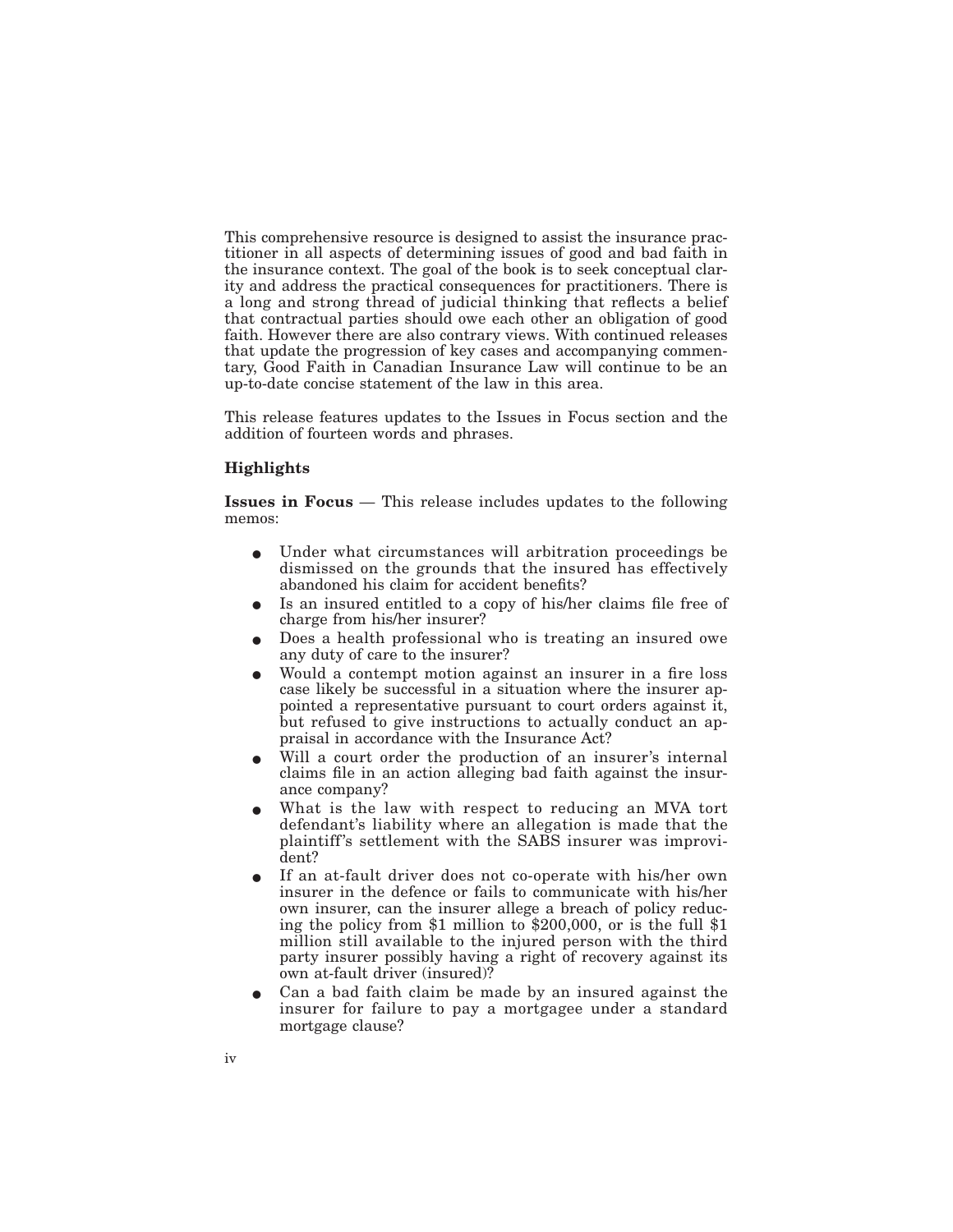This comprehensive resource is designed to assist the insurance practitioner in all aspects of determining issues of good and bad faith in the insurance context. The goal of the book is to seek conceptual clarity and address the practical consequences for practitioners. There is a long and strong thread of judicial thinking that reflects a belief that contractual parties should owe each other an obligation of good faith. However there are also contrary views. With continued releases that update the progression of key cases and accompanying commentary, Good Faith in Canadian Insurance Law will continue to be an up-to-date concise statement of the law in this area.

This release features updates to the Issues in Focus section and the addition of fourteen words and phrases.

### Highlights

**Issues in Focus** — This release includes updates to the following memos:

- Under what circumstances will arbitration proceedings be dismissed on the grounds that the insured has effectively abandoned his claim for accident benefits?
- Is an insured entitled to a copy of his/her claims file free of charge from his/her insurer?
- Does a health professional who is treating an insured owe any duty of care to the insurer?
- Would a contempt motion against an insurer in a fire loss case likely be successful in a situation where the insurer appointed a representative pursuant to court orders against it, but refused to give instructions to actually conduct an appraisal in accordance with the Insurance Act?
- Will a court order the production of an insurer's internal claims file in an action alleging bad faith against the insurance company?
- What is the law with respect to reducing an MVA tort defendant's liability where an allegation is made that the plaintiff's settlement with the SABS insurer was improvident?
- If an at-fault driver does not co-operate with his/her own insurer in the defence or fails to communicate with his/her own insurer, can the insurer allege a breach of policy reducing the policy from $1 million to $200,000, or is the full $1 million still available to the injured person with the third party insurer possibly having a right of recovery against its own at-fault driver (insured)?
- Can a bad faith claim be made by an insured against the insurer for failure to pay a mortgagee under a standard mortgage clause?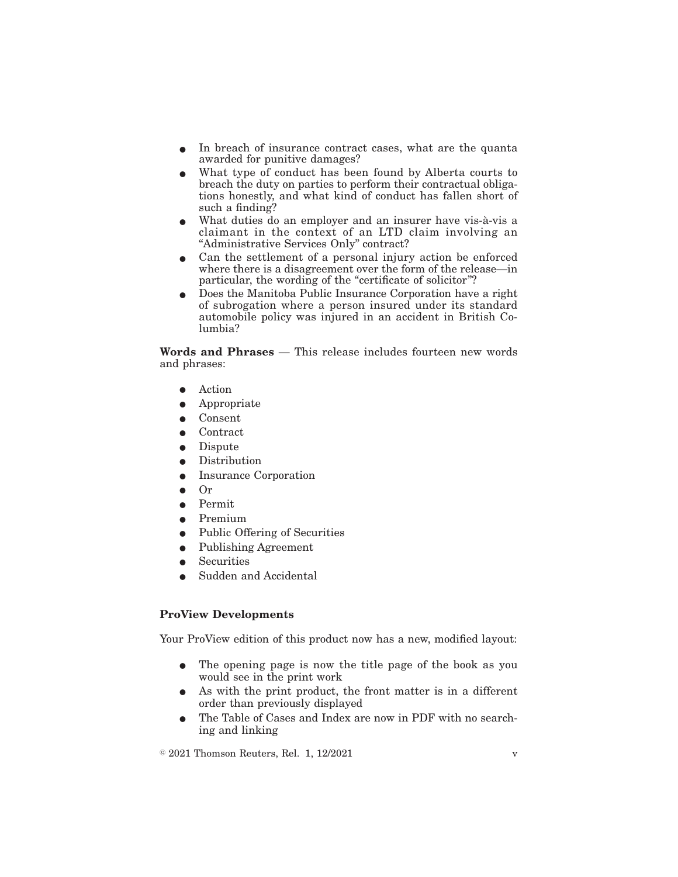- In breach of insurance contract cases, what are the quanta awarded for punitive damages?
- What type of conduct has been found by Alberta courts to breach the duty on parties to perform their contractual obligations honestly, and what kind of conduct has fallen short of such a finding?
- What duties do an employer and an insurer have vis-à-vis a claimant in the context of an LTD claim involving an "Administrative Services Only" contract?
- Can the settlement of a personal injury action be enforced where there is a disagreement over the form of the release—in particular, the wording of the "certificate of solicitor"?
- Does the Manitoba Public Insurance Corporation have a right of subrogation where a person insured under its standard automobile policy was injured in an accident in British Columbia?

**Words and Phrases** — This release includes fourteen new words and phrases:

- Action
- Appropriate
- Consent
- Contract
- Dispute
- Distribution
- Insurance Corporation
- Or
- Permit
- Premium
- Public Offering of Securities
- Publishing Agreement
- Securities
- Sudden and Accidental

**ProView Developments**

Your ProView edition of this product now has a new, modified layout:

- The opening page is now the title page of the book as you would see in the print work
- As with the print product, the front matter is in a different order than previously displayed
- The Table of Cases and Index are now in PDF with no searching and linking

© 2021 Thomson Reuters, Rel. 1, 12/2021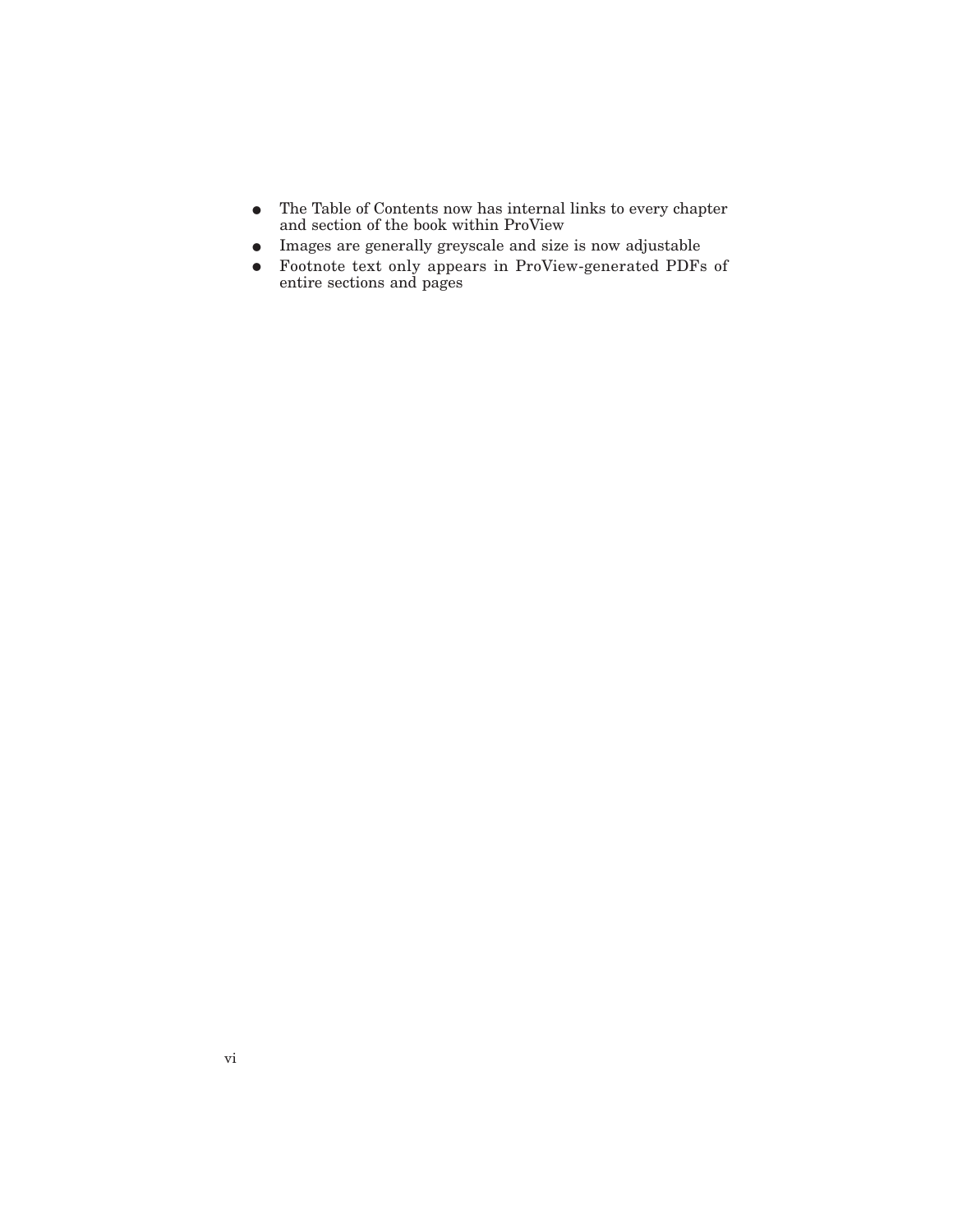- The Table of Contents now has internal links to every chapter and section of the book within ProView
- Images are generally greyscale and size is now adjustable
- Footnote text only appears in ProView-generated PDFs of entire sections and pages